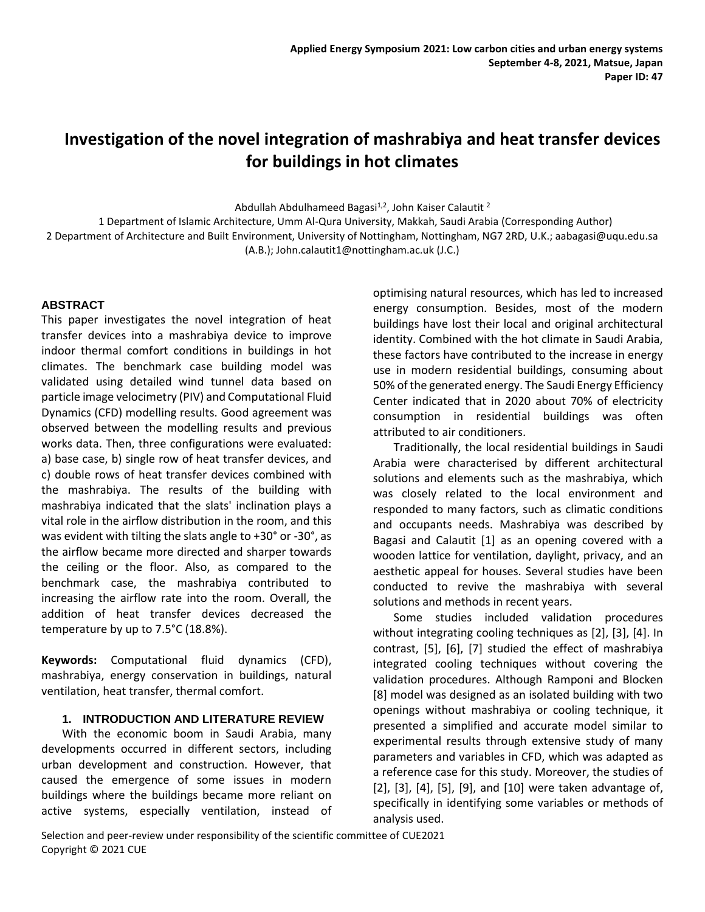# Investigation of the novel integration of mashrabiya and heat transfer devices for buildings in hot climates

Abdullah Abdulhameed Bagasi[1,2], John Kaiser Calautit [2]

1 Department of Islamic Architecture, Umm Al-Qura University, Makkah, Saudi Arabia (Corresponding Author)
2 Department of Architecture and Built Environment, University of Nottingham, Nottingham, NG7 2RD, U.K.; aabagasi@uqu.edu.sa (A.B.); John.calautit1@nottingham.ac.uk (J.C.)

## ABSTRACT

This paper investigates the novel integration of heat transfer devices into a mashrabiya device to improve indoor thermal comfort conditions in buildings in hot climates. The benchmark case building model was validated using detailed wind tunnel data based on particle image velocimetry (PIV) and Computational Fluid Dynamics (CFD) modelling results. Good agreement was observed between the modelling results and previous works data. Then, three configurations were evaluated: a) base case, b) single row of heat transfer devices, and c) double rows of heat transfer devices combined with the mashrabiya. The results of the building with mashrabiya indicated that the slats' inclination plays a vital role in the airflow distribution in the room, and this was evident with tilting the slats angle to +30° or -30°, as the airflow became more directed and sharper towards the ceiling or the floor. Also, as compared to the benchmark case, the mashrabiya contributed to increasing the airflow rate into the room. Overall, the addition of heat transfer devices decreased the temperature by up to 7.5°C (18.8%).

**Keywords:** Computational fluid dynamics (CFD), mashrabiya, energy conservation in buildings, natural ventilation, heat transfer, thermal comfort.

## 1. INTRODUCTION AND LITERATURE REVIEW

With the economic boom in Saudi Arabia, many developments occurred in different sectors, including urban development and construction. However, that caused the emergence of some issues in modern buildings where the buildings became more reliant on active systems, especially ventilation, instead of optimising natural resources, which has led to increased energy consumption. Besides, most of the modern buildings have lost their local and original architectural identity. Combined with the hot climate in Saudi Arabia, these factors have contributed to the increase in energy use in modern residential buildings, consuming about 50% of the generated energy. The Saudi Energy Efficiency Center indicated that in 2020 about 70% of electricity consumption in residential buildings was often attributed to air conditioners.

Traditionally, the local residential buildings in Saudi Arabia were characterised by different architectural solutions and elements such as the mashrabiya, which was closely related to the local environment and responded to many factors, such as climatic conditions and occupants needs. Mashrabiya was described by Bagasi and Calautit [1] as an opening covered with a wooden lattice for ventilation, daylight, privacy, and an aesthetic appeal for houses. Several studies have been conducted to revive the mashrabiya with several solutions and methods in recent years.

Some studies included validation procedures without integrating cooling techniques as [2], [3], [4]. In contrast, [5], [6], [7] studied the effect of mashrabiya integrated cooling techniques without covering the validation procedures. Although Ramponi and Blocken [8] model was designed as an isolated building with two openings without mashrabiya or cooling technique, it presented a simplified and accurate model similar to experimental results through extensive study of many parameters and variables in CFD, which was adapted as a reference case for this study. Moreover, the studies of [2], [3], [4], [5], [9], and [10] were taken advantage of, specifically in identifying some variables or methods of analysis used.

Selection and peer-review under responsibility of the scientific committee of CUE2021
Copyright © 2021 CUE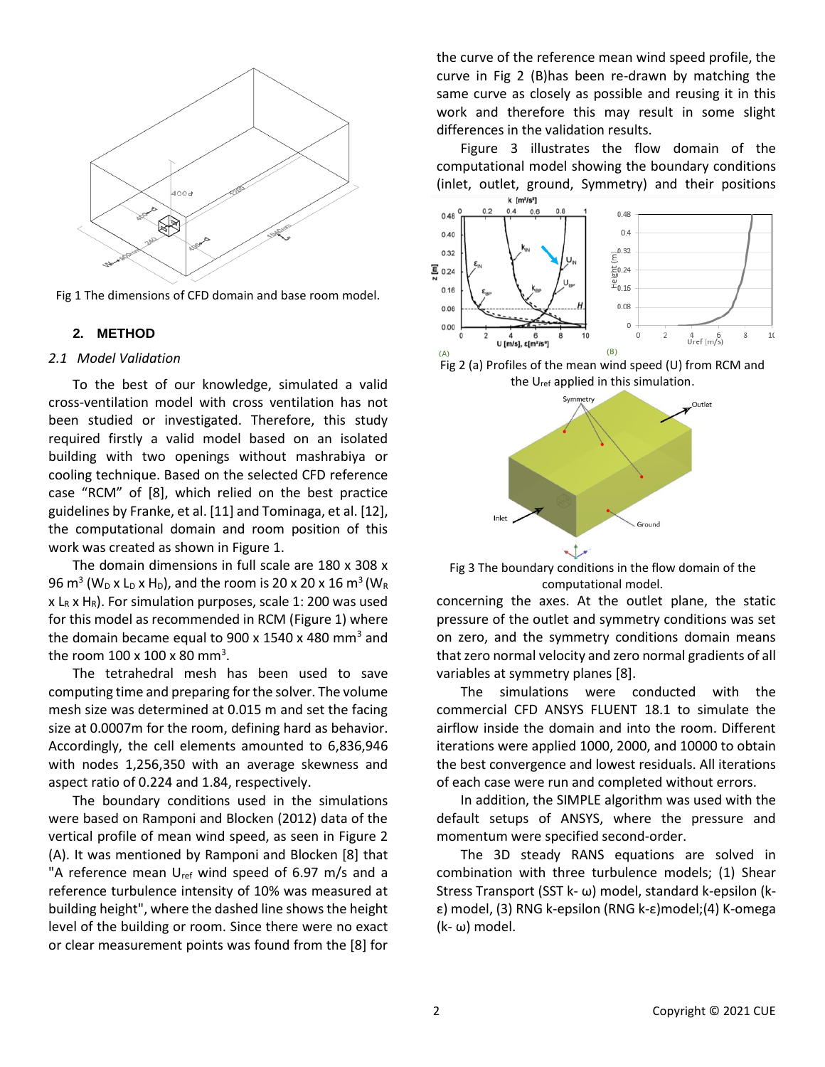Fig 1 The dimensions of CFD domain and base room model.

## 2. METHOD

### *2.1 Model Validation*

To the best of our knowledge, simulated a valid cross-ventilation model with cross ventilation has not been studied or investigated. Therefore, this study required firstly a valid model based on an isolated building with two openings without mashrabiya or cooling technique. Based on the selected CFD reference case "RCM" of [8], which relied on the best practice guidelines by Franke, et al. [11] and Tominaga, et al. [12], the computational domain and room position of this work was created as shown in Figure 1.

The domain dimensions in full scale are 180 x 308 x 96 $m^3$ ($W_D$ x $L_D$ x $H_D$), and the room is 20 x 20 x 16 $m^3$ ($W_R$ x $L_R$ x $H_R$). For simulation purposes, scale 1: 200 was used for this model as recommended in RCM (Figure 1) where the domain became equal to 900 x 1540 x 480 $mm^3$ and the room 100 x 100 x 80 $mm^3$.

The tetrahedral mesh has been used to save computing time and preparing for the solver. The volume mesh size was determined at 0.015 m and set the facing size at 0.0007m for the room, defining hard as behavior. Accordingly, the cell elements amounted to 6,836,946 with nodes 1,256,350 with an average skewness and aspect ratio of 0.224 and 1.84, respectively.

The boundary conditions used in the simulations were based on Ramponi and Blocken (2012) data of the vertical profile of mean wind speed, as seen in Figure 2 (A). It was mentioned by Ramponi and Blocken [8] that "A reference mean $U_{ref}$ wind speed of 6.97 m/s and a reference turbulence intensity of 10% was measured at building height", where the dashed line shows the height level of the building or room. Since there were no exact or clear measurement points was found from the [8] for the curve of the reference mean wind speed profile, the curve in Fig 2 (B)has been re-drawn by matching the same curve as closely as possible and reusing it in this work and therefore this may result in some slight differences in the validation results.

Figure 3 illustrates the flow domain of the computational model showing the boundary conditions (inlet, outlet, ground, Symmetry) and their positions concerning the axes. At the outlet plane, the static pressure of the outlet and symmetry conditions was set on zero, and the symmetry conditions domain means that zero normal velocity and zero normal gradients of all variables at symmetry planes [8].

Fig 2 (a) Profiles of the mean wind speed (U) from RCM and the $U_{ref}$ applied in this simulation.

Fig 3 The boundary conditions in the flow domain of the computational model.

The simulations were conducted with the commercial CFD ANSYS FLUENT 18.1 to simulate the airflow inside the domain and into the room. Different iterations were applied 1000, 2000, and 10000 to obtain the best convergence and lowest residuals. All iterations of each case were run and completed without errors.

In addition, the SIMPLE algorithm was used with the default setups of ANSYS, where the pressure and momentum were specified second-order.

The 3D steady RANS equations are solved in combination with three turbulence models; (1) Shear Stress Transport (SST k- ω) model, standard k-epsilon (k-ε) model, (3) RNG k-epsilon (RNG k-ε)model;(4) K-omega (k- ω) model.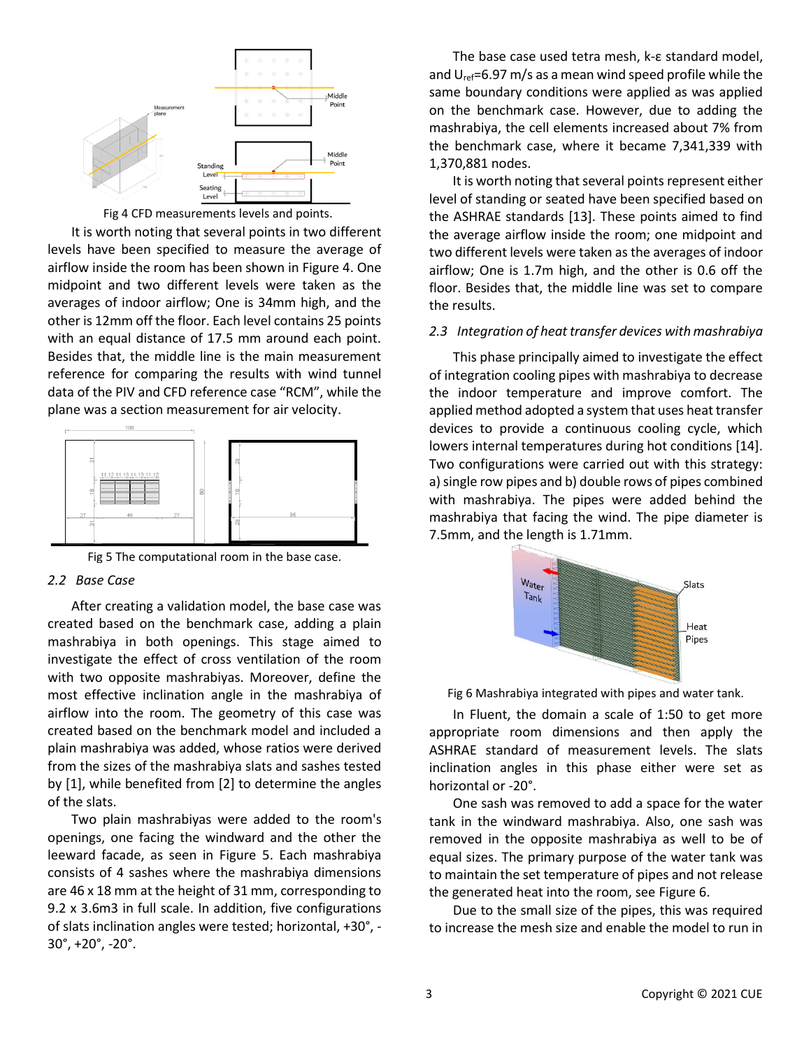Fig 4 CFD measurements levels and points.

It is worth noting that several points in two different levels have been specified to measure the average of airflow inside the room has been shown in Figure 4. One midpoint and two different levels were taken as the averages of indoor airflow; One is 34mm high, and the other is 12mm off the floor. Each level contains 25 points with an equal distance of 17.5 mm around each point. Besides that, the middle line is the main measurement reference for comparing the results with wind tunnel data of the PIV and CFD reference case "RCM", while the plane was a section measurement for air velocity.

Fig 5 The computational room in the base case.

### 2.2 Base Case

After creating a validation model, the base case was created based on the benchmark case, adding a plain mashrabiya in both openings. This stage aimed to investigate the effect of cross ventilation of the room with two opposite mashrabiyas. Moreover, define the most effective inclination angle in the mashrabiya of airflow into the room. The geometry of this case was created based on the benchmark model and included a plain mashrabiya was added, whose ratios were derived from the sizes of the mashrabiya slats and sashes tested by [1], while benefited from [2] to determine the angles of the slats.

Two plain mashrabiyas were added to the room's openings, one facing the windward and the other the leeward facade, as seen in Figure 5. Each mashrabiya consists of 4 sashes where the mashrabiya dimensions are 46 x 18 mm at the height of 31 mm, corresponding to 9.2 x 3.6m3 in full scale. In addition, five configurations of slats inclination angles were tested; horizontal, +30°, -30°, +20°, -20°.

The base case used tetra mesh, k-ε standard model, and $U_{ref}$=6.97 m/s as a mean wind speed profile while the same boundary conditions were applied as was applied on the benchmark case. However, due to adding the mashrabiya, the cell elements increased about 7% from the benchmark case, where it became 7,341,339 with 1,370,881 nodes.

It is worth noting that several points represent either level of standing or seated have been specified based on the ASHRAE standards [13]. These points aimed to find the average airflow inside the room; one midpoint and two different levels were taken as the averages of indoor airflow; One is 1.7m high, and the other is 0.6 off the floor. Besides that, the middle line was set to compare the results.

### 2.3 Integration of heat transfer devices with mashrabiya

This phase principally aimed to investigate the effect of integration cooling pipes with mashrabiya to decrease the indoor temperature and improve comfort. The applied method adopted a system that uses heat transfer devices to provide a continuous cooling cycle, which lowers internal temperatures during hot conditions [14]. Two configurations were carried out with this strategy: a) single row pipes and b) double rows of pipes combined with mashrabiya. The pipes were added behind the mashrabiya that facing the wind. The pipe diameter is 7.5mm, and the length is 1.71mm.

Fig 6 Mashrabiya integrated with pipes and water tank.

In Fluent, the domain a scale of 1:50 to get more appropriate room dimensions and then apply the ASHRAE standard of measurement levels. The slats inclination angles in this phase either were set as horizontal or -20°.

One sash was removed to add a space for the water tank in the windward mashrabiya. Also, one sash was removed in the opposite mashrabiya as well to be of equal sizes. The primary purpose of the water tank was to maintain the set temperature of pipes and not release the generated heat into the room, see Figure 6.

Due to the small size of the pipes, this was required to increase the mesh size and enable the model to run in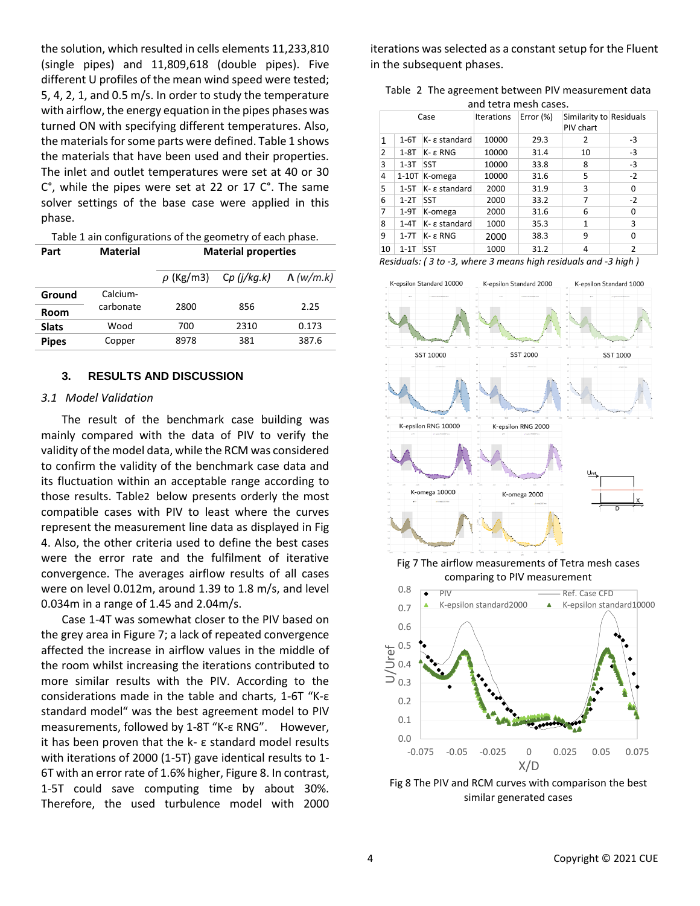the solution, which resulted in cells elements 11,233,810 (single pipes) and 11,809,618 (double pipes). Five different U profiles of the mean wind speed were tested; 5, 4, 2, 1, and 0.5 m/s. In order to study the temperature with airflow, the energy equation in the pipes phases was turned ON with specifying different temperatures. Also, the materials for some parts were defined. Table 1 shows the materials that have been used and their properties. The inlet and outlet temperatures were set at 40 or 30 C°, while the pipes were set at 22 or 17 C°. The same solver settings of the base case were applied in this phase.

Table 1 ain configurations of the geometry of each phase.

| Part | Material | Material properties | | |
|---|---|---|---|---|
| | | ρ (Kg/m3) | Cp *(j/kg.k)* | Λ *(w/m.k)* |
| **Ground** | Calcium-carbonate | 2800 | 856 | 2.25 |
| **Room** | | | | |
| **Slats** | Wood | 700 | 2310 | 0.173 |
| **Pipes** | Copper | 8978 | 381 | 387.6 |

## 3. RESULTS AND DISCUSSION

### *3.1 Model Validation*

The result of the benchmark case building was mainly compared with the data of PIV to verify the validity of the model data, while the RCM was considered to confirm the validity of the benchmark case data and its fluctuation within an acceptable range according to those results. Table2 below presents orderly the most compatible cases with PIV to least where the curves represent the measurement line data as displayed in Fig 4. Also, the other criteria used to define the best cases were the error rate and the fulfilment of iterative convergence. The averages airflow results of all cases were on level 0.012m, around 1.39 to 1.8 m/s, and level 0.034m in a range of 1.45 and 2.04m/s.

Case 1-4T was somewhat closer to the PIV based on the grey area in Figure 7; a lack of repeated convergence affected the increase in airflow values in the middle of the room whilst increasing the iterations contributed to more similar results with the PIV. According to the considerations made in the table and charts, 1-6T "K-ε standard model" was the best agreement model to PIV measurements, followed by 1-8T "K-ε RNG". However, it has been proven that the k- ε standard model results with iterations of 2000 (1-5T) gave identical results to 1-6T with an error rate of 1.6% higher, Figure 8. In contrast, 1-5T could save computing time by about 30%. Therefore, the used turbulence model with 2000 iterations was selected as a constant setup for the Fluent in the subsequent phases.

Table 2 The agreement between PIV measurement data and tetra mesh cases.

| | Case | | Iterations | Error (%) | Similarity to PIV chart | Residuals |
|---|---|---|---|---|---|---|
| 1 | 1-6T | K- ε standard | 10000 | 29.3 | 2 | -3 |
| 2 | 1-8T | K- ε RNG | 10000 | 31.4 | 10 | -3 |
| 3 | 1-3T | SST | 10000 | 33.8 | 8 | -3 |
| 4 | 1-10T | K-omega | 10000 | 31.6 | 5 | -2 |
| 5 | 1-5T | K- ε standard | 2000 | 31.9 | 3 | 0 |
| 6 | 1-2T | SST | 2000 | 33.2 | 7 | -2 |
| 7 | 1-9T | K-omega | 2000 | 31.6 | 6 | 0 |
| 8 | 1-4T | K- ε standard | 1000 | 35.3 | 1 | 3 |
| 9 | 1-7T | K- ε RNG | 2000 | 38.3 | 9 | 0 |
| 10 | 1-1T | SST | 1000 | 31.2 | 4 | 2 |

*Residuals: ( 3 to -3, where 3 means high residuals and -3 high )*

K-epsilon Standard 10000
K-epsilon Standard 2000
K-epsilon Standard 1000
SST 10000
SST 2000
SST 1000
K-epsilon RNG 10000
K-epsilon RNG 2000
K-omega 10000
K-omega 2000
Uref
X
D

Fig 7 The airflow measurements of Tetra mesh cases comparing to PIV measurement

PIV
Ref. Case CFD
K-epsilon standard2000
K-epsilon standard10000
U/Uref
0.8
0.7
0.6
0.5
0.4
0.3
0.2
0.1
0.0
-0.075
-0.05
-0.025
0
0.025
0.05
0.075
X/D

Fig 8 The PIV and RCM curves with comparison the best similar generated cases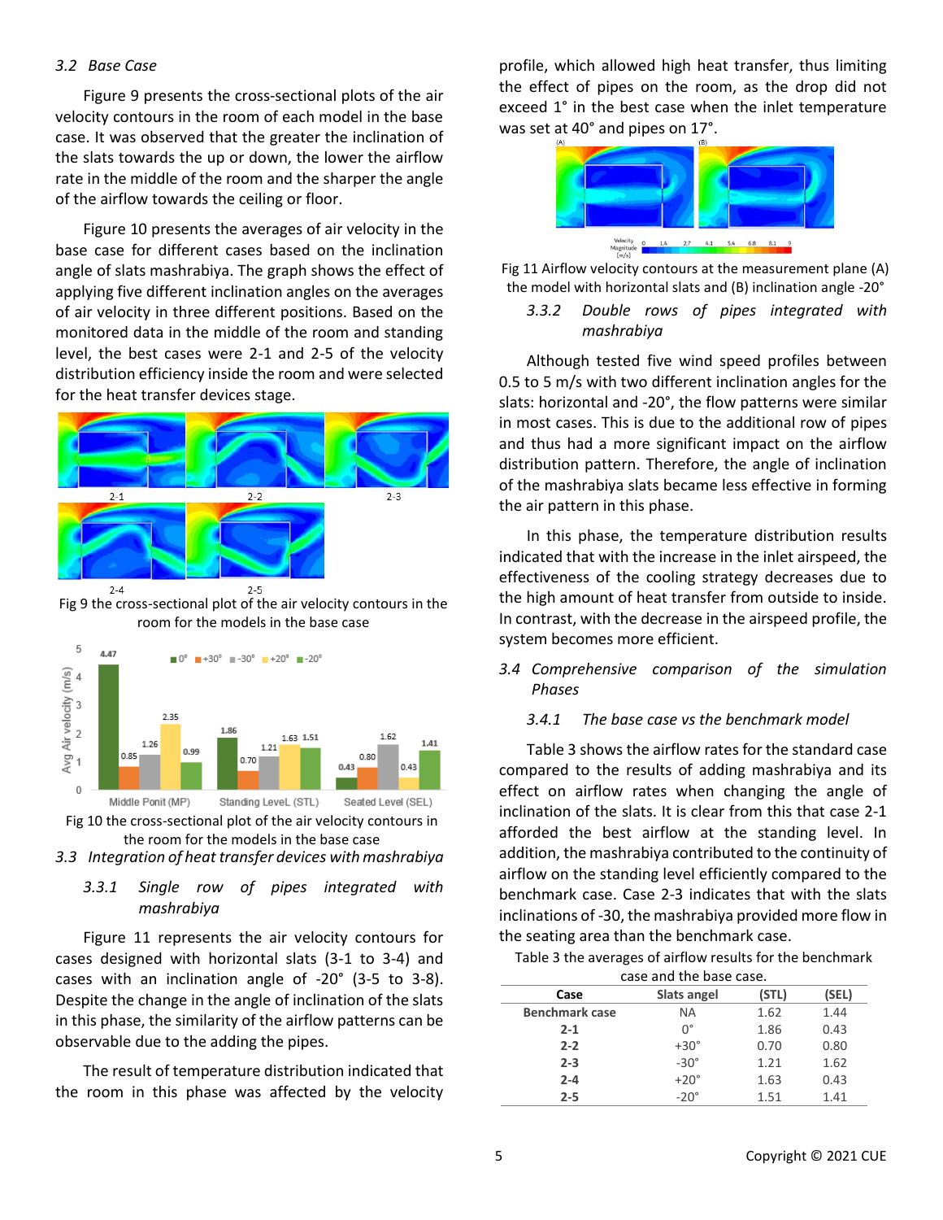### 3.2 Base Case

Figure 9 presents the cross-sectional plots of the air velocity contours in the room of each model in the base case. It was observed that the greater the inclination of the slats towards the up or down, the lower the airflow rate in the middle of the room and the sharper the angle of the airflow towards the ceiling or floor.

Figure 10 presents the averages of air velocity in the base case for different cases based on the inclination angle of slats mashrabiya. The graph shows the effect of applying five different inclination angles on the averages of air velocity in three different positions. Based on the monitored data in the middle of the room and standing level, the best cases were 2-1 and 2-5 of the velocity distribution efficiency inside the room and were selected for the heat transfer devices stage.

2-1
2-2
2-3
2-4
2-5

Fig 9 the cross-sectional plot of the air velocity contours in the room for the models in the base case

0° +30° -30° +20° -20°
Avg Air velocity (m/s)
5
4
3
2
1
0
4.47
0.85
1.26
2.35
0.99
1.86
0.70
1.21
1.63
1.51
0.43
0.80
1.62
0.43
1.41
Middle Ponit (MP)
Standing LeveL (STL)
Seated Level (SEL)

Fig 10 the cross-sectional plot of the air velocity contours in the room for the models in the base case

### 3.3 Integration of heat transfer devices with mashrabiya

#### 3.3.1 Single row of pipes integrated with mashrabiya

Figure 11 represents the air velocity contours for cases designed with horizontal slats (3-1 to 3-4) and cases with an inclination angle of -20° (3-5 to 3-8). Despite the change in the angle of inclination of the slats in this phase, the similarity of the airflow patterns can be observable due to the adding the pipes.

The result of temperature distribution indicated that the room in this phase was affected by the velocity profile, which allowed high heat transfer, thus limiting the effect of pipes on the room, as the drop did not exceed 1° in the best case when the inlet temperature was set at 40° and pipes on 17°.

(A)
(B)
Velocity Magnitude [m/s]
0 1.4 2.7 4.1 5.4 6.8 8.1 9

Fig 11 Airflow velocity contours at the measurement plane (A) the model with horizontal slats and (B) inclination angle -20°

#### 3.3.2 Double rows of pipes integrated with mashrabiya

Although tested five wind speed profiles between 0.5 to 5 m/s with two different inclination angles for the slats: horizontal and -20°, the flow patterns were similar in most cases. This is due to the additional row of pipes and thus had a more significant impact on the airflow distribution pattern. Therefore, the angle of inclination of the mashrabiya slats became less effective in forming the air pattern in this phase.

In this phase, the temperature distribution results indicated that with the increase in the inlet airspeed, the effectiveness of the cooling strategy decreases due to the high amount of heat transfer from outside to inside. In contrast, with the decrease in the airspeed profile, the system becomes more efficient.

### 3.4 Comprehensive comparison of the simulation Phases

#### 3.4.1 The base case vs the benchmark model

Table 3 shows the airflow rates for the standard case compared to the results of adding mashrabiya and its effect on airflow rates when changing the angle of inclination of the slats. It is clear from this that case 2-1 afforded the best airflow at the standing level. In addition, the mashrabiya contributed to the continuity of airflow on the standing level efficiently compared to the benchmark case. Case 2-3 indicates that with the slats inclinations of -30, the mashrabiya provided more flow in the seating area than the benchmark case.

Table 3 the averages of airflow results for the benchmark case and the base case.

| Case | Slats angel | (STL) | (SEL) |
|---|---|---|---|
| **Benchmark case** | NA | 1.62 | 1.44 |
| **2-1** | 0° | 1.86 | 0.43 |
| **2-2** | +30° | 0.70 | 0.80 |
| **2-3** | -30° | 1.21 | 1.62 |
| **2-4** | +20° | 1.63 | 0.43 |
| **2-5** | -20° | 1.51 | 1.41 |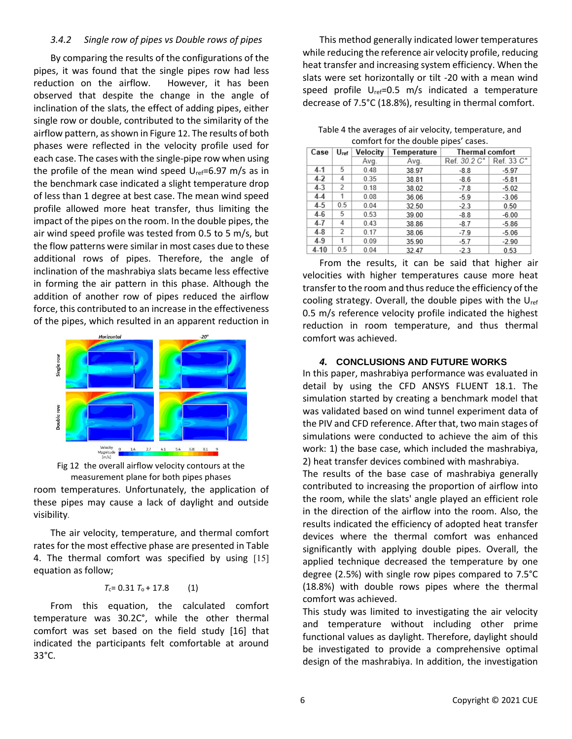### 3.4.2 *Single row of pipes vs Double rows of pipes*

By comparing the results of the configurations of the pipes, it was found that the single pipes row had less reduction on the airflow. However, it has been observed that despite the change in the angle of inclination of the slats, the effect of adding pipes, either single row or double, contributed to the similarity of the airflow pattern, as shown in Figure 12. The results of both phases were reflected in the velocity profile used for each case. The cases with the single-pipe row when using the profile of the mean wind speed $U_{ref}$=6.97 m/s as in the benchmark case indicated a slight temperature drop of less than 1 degree at best case. The mean wind speed profile allowed more heat transfer, thus limiting the impact of the pipes on the room. In the double pipes, the air wind speed profile was tested from 0.5 to 5 m/s, but the flow patterns were similar in most cases due to these additional rows of pipes. Therefore, the angle of inclination of the mashrabiya slats became less effective in forming the air pattern in this phase. Although the addition of another row of pipes reduced the airflow force, this contributed to an increase in the effectiveness of the pipes, which resulted in an apparent reduction in room temperatures. Unfortunately, the application of these pipes may cause a lack of daylight and outside visibility.

Horizontal
-20°
Single row
Double row
Velocity Magnitude [m/s]
0 1.4 2.7 4.1 5.4 6.8 8.1 9

Fig 12 the overall airflow velocity contours at the measurement plane for both pipes phases

The air velocity, temperature, and thermal comfort rates for the most effective phase are presented in Table 4. The thermal comfort was specified by using [15] equation as follow;

$$T_c = 0.31\, T_o + 17.8 \qquad (1)$$

From this equation, the calculated comfort temperature was 30.2C°, while the other thermal comfort was set based on the field study [16] that indicated the participants felt comfortable at around 33°C.

This method generally indicated lower temperatures while reducing the reference air velocity profile, reducing heat transfer and increasing system efficiency. When the slats were set horizontally or tilt -20 with a mean wind speed profile $U_{ref}$=0.5 m/s indicated a temperature decrease of 7.5°C (18.8%), resulting in thermal comfort.

Table 4 the averages of air velocity, temperature, and comfort for the double pipes' cases.

| Case | $U_{ref}$ | Velocity | Temperature | Thermal comfort | |
|---|---|---|---|---|---|
| | | Avg. | Avg. | Ref. 30.2 C° | Ref. 33 C° |
| 4-1 | 5 | 0.48 | 38.97 | -8.8 | -5.97 |
| 4-2 | 4 | 0.35 | 38.81 | -8.6 | -5.81 |
| 4-3 | 2 | 0.18 | 38.02 | -7.8 | -5.02 |
| 4-4 | 1 | 0.08 | 36.06 | -5.9 | -3.06 |
| 4-5 | 0.5 | 0.04 | 32.50 | -2.3 | 0.50 |
| 4-6 | 5 | 0.53 | 39.00 | -8.8 | -6.00 |
| 4-7 | 4 | 0.43 | 38.86 | -8.7 | -5.86 |
| 4-8 | 2 | 0.17 | 38.06 | -7.9 | -5.06 |
| 4-9 | 1 | 0.09 | 35.90 | -5.7 | -2.90 |
| 4-10 | 0.5 | 0.04 | 32.47 | -2.3 | 0.53 |

From the results, it can be said that higher air velocities with higher temperatures cause more heat transfer to the room and thus reduce the efficiency of the cooling strategy. Overall, the double pipes with the $U_{ref}$ 0.5 m/s reference velocity profile indicated the highest reduction in room temperature, and thus thermal comfort was achieved.

## 4. CONCLUSIONS AND FUTURE WORKS

In this paper, mashrabiya performance was evaluated in detail by using the CFD ANSYS FLUENT 18.1. The simulation started by creating a benchmark model that was validated based on wind tunnel experiment data of the PIV and CFD reference. After that, two main stages of simulations were conducted to achieve the aim of this work: 1) the base case, which included the mashrabiya, 2) heat transfer devices combined with mashrabiya.

The results of the base case of mashrabiya generally contributed to increasing the proportion of airflow into the room, while the slats' angle played an efficient role in the direction of the airflow into the room. Also, the results indicated the efficiency of adopted heat transfer devices where the thermal comfort was enhanced significantly with applying double pipes. Overall, the applied technique decreased the temperature by one degree (2.5%) with single row pipes compared to 7.5°C (18.8%) with double rows pipes where the thermal comfort was achieved.

This study was limited to investigating the air velocity and temperature without including other prime functional values as daylight. Therefore, daylight should be investigated to provide a comprehensive optimal design of the mashrabiya. In addition, the investigation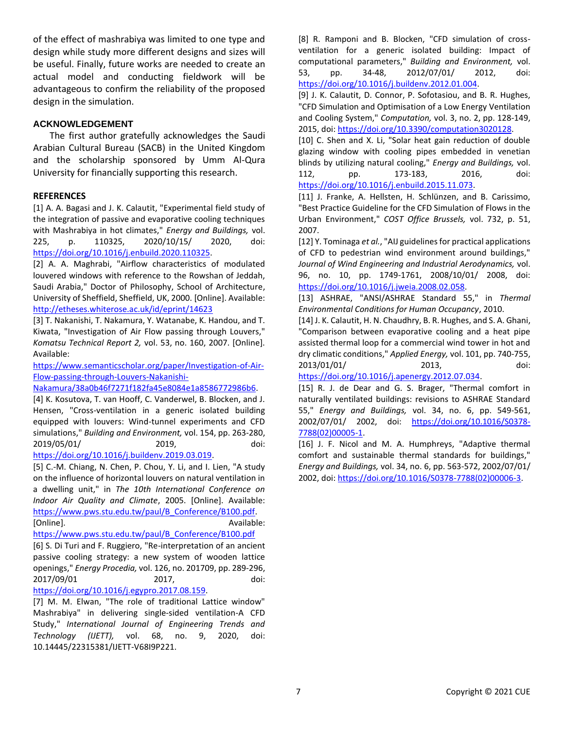of the effect of mashrabiya was limited to one type and design while study more different designs and sizes will be useful. Finally, future works are needed to create an actual model and conducting fieldwork will be advantageous to confirm the reliability of the proposed design in the simulation.

## ACKNOWLEDGEMENT

The first author gratefully acknowledges the Saudi Arabian Cultural Bureau (SACB) in the United Kingdom and the scholarship sponsored by Umm Al-Qura University for financially supporting this research.

## REFERENCES

[1] A. A. Bagasi and J. K. Calautit, "Experimental field study of the integration of passive and evaporative cooling techniques with Mashrabiya in hot climates," *Energy and Buildings,* vol. 225, p. 110325, 2020/10/15/ 2020, doi: https://doi.org/10.1016/j.enbuild.2020.110325.

[2] A. A. Maghrabi, "Airflow characteristics of modulated louvered windows with reference to the Rowshan of Jeddah, Saudi Arabia," Doctor of Philosophy, School of Architecture, University of Sheffield, Sheffield, UK, 2000. [Online]. Available: http://etheses.whiterose.ac.uk/id/eprint/14623

[3] T. Nakanishi, T. Nakamura, Y. Watanabe, K. Handou, and T. Kiwata, "Investigation of Air Flow passing through Louvers," *Komatsu Technical Report 2,* vol. 53, no. 160, 2007. [Online]. Available: https://www.semanticscholar.org/paper/Investigation-of-Air-Flow-passing-through-Louvers-Nakanishi-Nakamura/38a0b46f7271f182fa45e8084e1a8586772986b6.

[4] K. Kosutova, T. van Hooff, C. Vanderwel, B. Blocken, and J. Hensen, "Cross-ventilation in a generic isolated building equipped with louvers: Wind-tunnel experiments and CFD simulations," *Building and Environment,* vol. 154, pp. 263-280, 2019/05/01/ 2019, doi: https://doi.org/10.1016/j.buildenv.2019.03.019.

[5] C.-M. Chiang, N. Chen, P. Chou, Y. Li, and I. Lien, "A study on the influence of horizontal louvers on natural ventilation in a dwelling unit," in *The 10th International Conference on Indoor Air Quality and Climate*, 2005. [Online]. Available: https://www.pws.stu.edu.tw/paul/B_Conference/B100.pdf. [Online]. Available: https://www.pws.stu.edu.tw/paul/B_Conference/B100.pdf

[6] S. Di Turi and F. Ruggiero, "Re-interpretation of an ancient passive cooling strategy: a new system of wooden lattice openings," *Energy Procedia,* vol. 126, no. 201709, pp. 289-296, 2017/09/01 2017, doi: https://doi.org/10.1016/j.egypro.2017.08.159.

[7] M. M. Elwan, "The role of traditional Lattice window" Mashrabiya" in delivering single-sided ventilation-A CFD Study," *International Journal of Engineering Trends and Technology (IJETT),* vol. 68, no. 9, 2020, doi: 10.14445/22315381/IJETT-V68I9P221.

[8] R. Ramponi and B. Blocken, "CFD simulation of cross-ventilation for a generic isolated building: Impact of computational parameters," *Building and Environment,* vol. 53, pp. 34-48, 2012/07/01/ 2012, doi: https://doi.org/10.1016/j.buildenv.2012.01.004.

[9] J. K. Calautit, D. Connor, P. Sofotasiou, and B. R. Hughes, "CFD Simulation and Optimisation of a Low Energy Ventilation and Cooling System," *Computation,* vol. 3, no. 2, pp. 128-149, 2015, doi: https://doi.org/10.3390/computation3020128.

[10] C. Shen and X. Li, "Solar heat gain reduction of double glazing window with cooling pipes embedded in venetian blinds by utilizing natural cooling," *Energy and Buildings,* vol. 112, pp. 173-183, 2016, doi: https://doi.org/10.1016/j.enbuild.2015.11.073.

[11] J. Franke, A. Hellsten, H. Schlünzen, and B. Carissimo, "Best Practice Guideline for the CFD Simulation of Flows in the Urban Environment," *COST Office Brussels,* vol. 732, p. 51, 2007.

[12] Y. Tominaga *et al.*, "AIJ guidelines for practical applications of CFD to pedestrian wind environment around buildings," *Journal of Wind Engineering and Industrial Aerodynamics,* vol. 96, no. 10, pp. 1749-1761, 2008/10/01/ 2008, doi: https://doi.org/10.1016/j.jweia.2008.02.058.

[13] ASHRAE, "ANSI/ASHRAE Standard 55," in *Thermal Environmental Conditions for Human Occupancy*, 2010.

[14] J. K. Calautit, H. N. Chaudhry, B. R. Hughes, and S. A. Ghani, "Comparison between evaporative cooling and a heat pipe assisted thermal loop for a commercial wind tower in hot and dry climatic conditions," *Applied Energy,* vol. 101, pp. 740-755, 2013/01/01/ 2013, doi: https://doi.org/10.1016/j.apenergy.2012.07.034.

[15] R. J. de Dear and G. S. Brager, "Thermal comfort in naturally ventilated buildings: revisions to ASHRAE Standard 55," *Energy and Buildings,* vol. 34, no. 6, pp. 549-561, 2002/07/01/ 2002, doi: https://doi.org/10.1016/S0378-7788(02)00005-1.

[16] J. F. Nicol and M. A. Humphreys, "Adaptive thermal comfort and sustainable thermal standards for buildings," *Energy and Buildings,* vol. 34, no. 6, pp. 563-572, 2002/07/01/ 2002, doi: https://doi.org/10.1016/S0378-7788(02)00006-3.